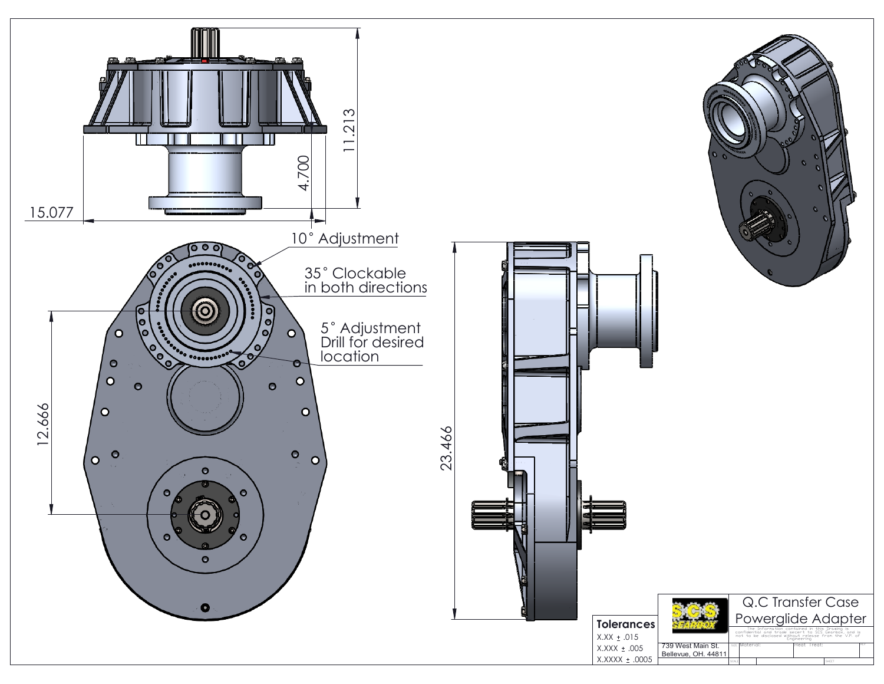11.213

4.700

15.077

10° Adjustment

35° Clockable in both directions

5° Adjustment Drill for desired location

12.666

23.466

**Tolerances**

X.XX ± .015

X.XXX ± .005

X.XXXX ± .0005

SCS GEARBOX

739 West Main St.
Bellevue, OH. 44811

Q.C Transfer Case Powerglide Adapter

The information contained in this Drawing is confidential and trade secret to SCS Gearbox, and is not to be disclosed without release from the V.P. of Engineering

Material:

Heat Treat: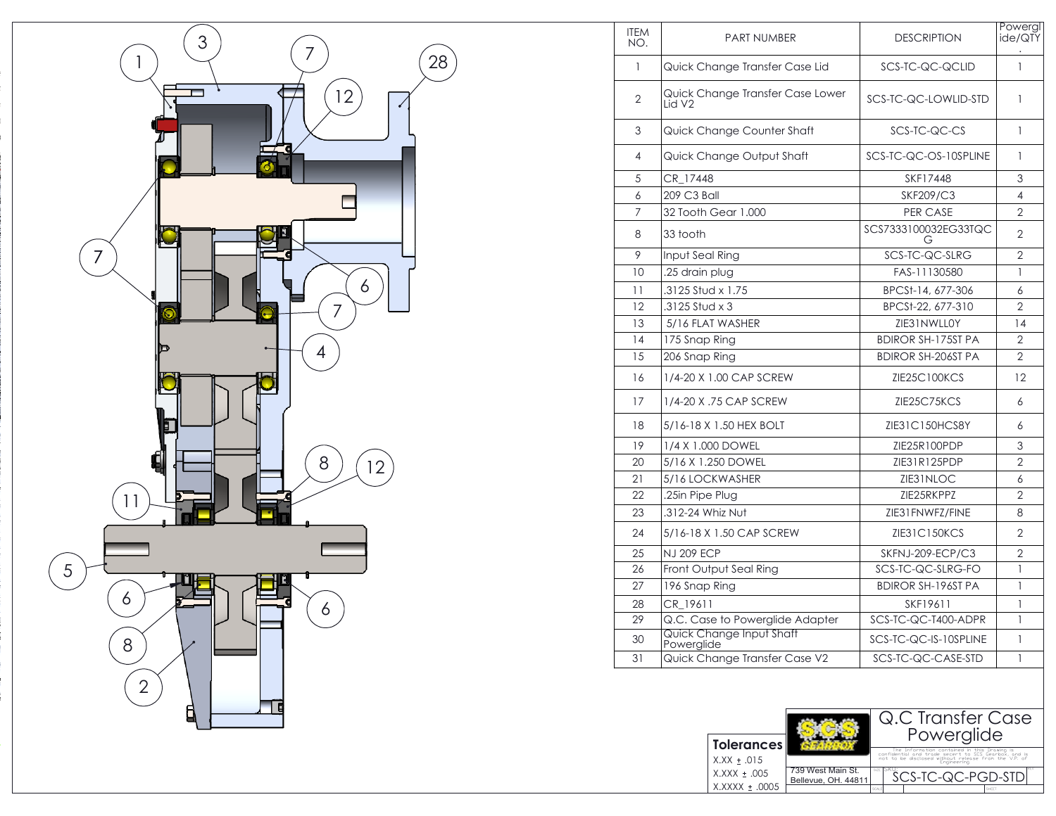| ITEM NO. | PART NUMBER | DESCRIPTION | Powerglide/QTY. |
|---|---|---|---|
| 1 | Quick Change Transfer Case Lid | SCS-TC-QC-QCLID | 1 |
| 2 | Quick Change Transfer Case Lower Lid V2 | SCS-TC-QC-LOWLID-STD | 1 |
| 3 | Quick Change Counter Shaft | SCS-TC-QC-CS | 1 |
| 4 | Quick Change Output Shaft | SCS-TC-QC-OS-10SPLINE | 1 |
| 5 | CR_17448 | SKF17448 | 3 |
| 6 | 209 C3 Ball | SKF209/C3 | 4 |
| 7 | 32 Tooth Gear 1.000 | PER CASE | 2 |
| 8 | 33 tooth | SCS7333100032EG33TQCG | 2 |
| 9 | Input Seal Ring | SCS-TC-QC-SLRG | 2 |
| 10 | .25 drain plug | FAS-11130580 | 1 |
| 11 | .3125 Stud x 1.75 | BPCSt-14, 677-306 | 6 |
| 12 | .3125 Stud x 3 | BPCSt-22, 677-310 | 2 |
| 13 | 5/16 FLAT WASHER | ZIE31NWLL0Y | 14 |
| 14 | 175 Snap Ring | BDIROR SH-175ST PA | 2 |
| 15 | 206 Snap Ring | BDIROR SH-206ST PA | 2 |
| 16 | 1/4-20 X 1.00 CAP SCREW | ZIE25C100KCS | 12 |
| 17 | 1/4-20 X .75 CAP SCREW | ZIE25C75KCS | 6 |
| 18 | 5/16-18 X 1.50 HEX BOLT | ZIE31C150HCS8Y | 6 |
| 19 | 1/4 X 1.000 DOWEL | ZIE25R100PDP | 3 |
| 20 | 5/16 X 1.250 DOWEL | ZIE31R125PDP | 2 |
| 21 | 5/16 LOCKWASHER | ZIE31NLOC | 6 |
| 22 | .25in Pipe Plug | ZIE25RKPPZ | 2 |
| 23 | .312-24 Whiz Nut | ZIE31FNWFZ/FINE | 8 |
| 24 | 5/16-18 X 1.50 CAP SCREW | ZIE31C150KCS | 2 |
| 25 | NJ 209 ECP | SKFNJ-209-ECP/C3 | 2 |
| 26 | Front Output Seal Ring | SCS-TC-QC-SLRG-FO | 1 |
| 27 | 196 Snap Ring | BDIROR SH-196ST PA | 1 |
| 28 | CR_19611 | SKF19611 | 1 |
| 29 | Q.C. Case to Powerglide Adapter | SCS-TC-QC-T400-ADPR | 1 |
| 30 | Quick Change Input Shaft Powerglide | SCS-TC-QC-IS-10SPLINE | 1 |
| 31 | Quick Change Transfer Case V2 | SCS-TC-QC-CASE-STD | 1 |

**Tolerances**

X.XX ± .015
X.XXX ± .005
X.XXXX ± .0005

SCS GEARBOX

739 West Main St.
Bellevue, OH. 44811

# Q.C Transfer Case Powerglide

The information contained in this Drawing is confidential and trade secret to SCS Gearbox, and is not to be disclosed without release from the V.P. of Engineering

SKU: SCS-TC-QC-PGD-STD